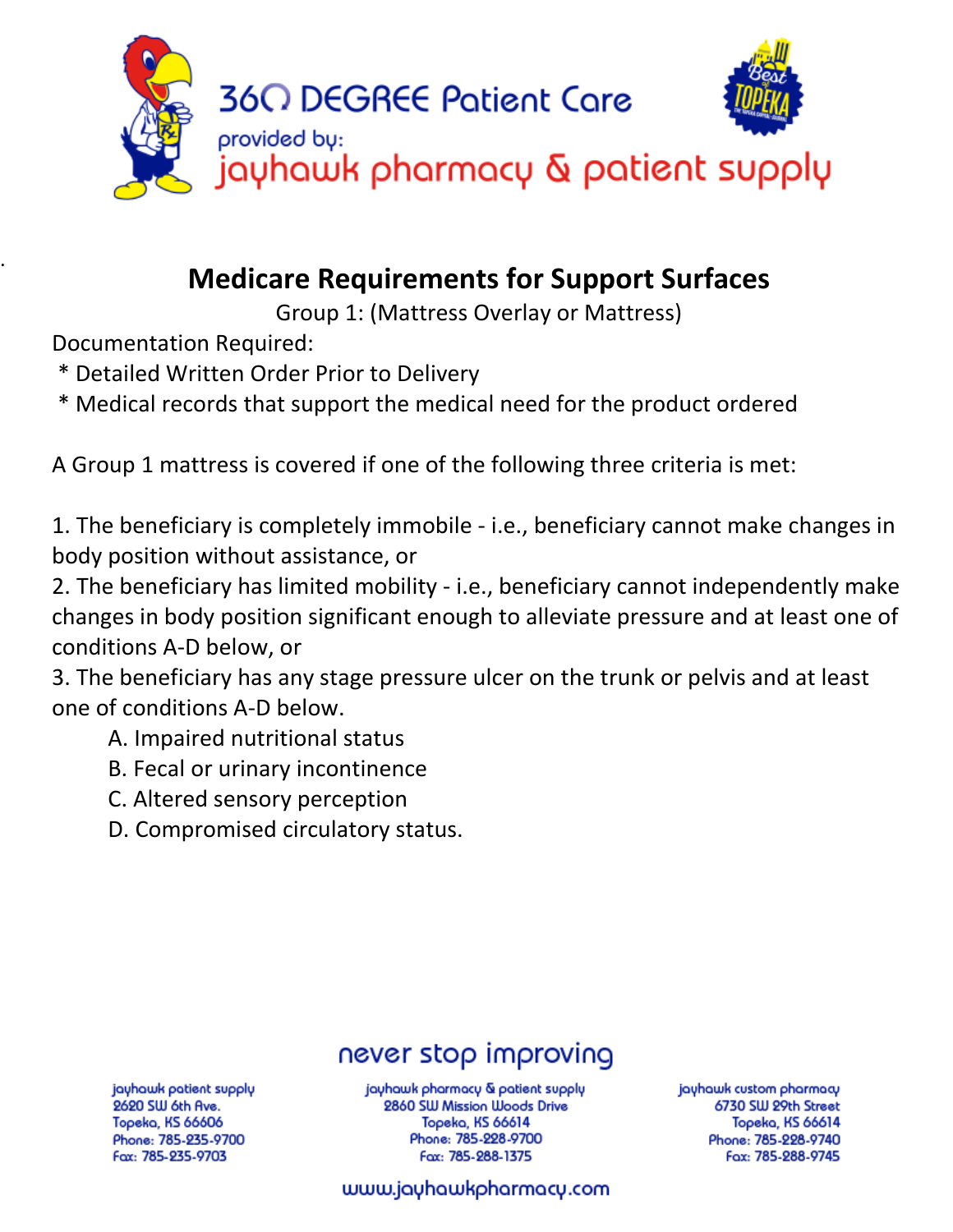360 DEGREE Patient Care

provided by:

jayhawk pharmacy & patient supply

# Medicare Requirements for Support Surfaces

Group 1: (Mattress Overlay or Mattress)

Documentation Required:

* Detailed Written Order Prior to Delivery
* Medical records that support the medical need for the product ordered

A Group 1 mattress is covered if one of the following three criteria is met:

1. The beneficiary is completely immobile - i.e., beneficiary cannot make changes in body position without assistance, or
2. The beneficiary has limited mobility - i.e., beneficiary cannot independently make changes in body position significant enough to alleviate pressure and at least one of conditions A-D below, or
3. The beneficiary has any stage pressure ulcer on the trunk or pelvis and at least one of conditions A-D below.

   A. Impaired nutritional status
   B. Fecal or urinary incontinence
   C. Altered sensory perception
   D. Compromised circulatory status.

never stop improving

jayhawk patient supply
2620 SW 6th Ave.
Topeka, KS 66606
Phone: 785-235-9700
Fax: 785-235-9703

jayhawk pharmacy & patient supply
2860 SW Mission Woods Drive
Topeka, KS 66614
Phone: 785-228-9700
Fax: 785-288-1375

jayhawk custom pharmacy
6730 SW 29th Street
Topeka, KS 66614
Phone: 785-228-9740
Fax: 785-288-9745

www.jayhawkpharmacy.com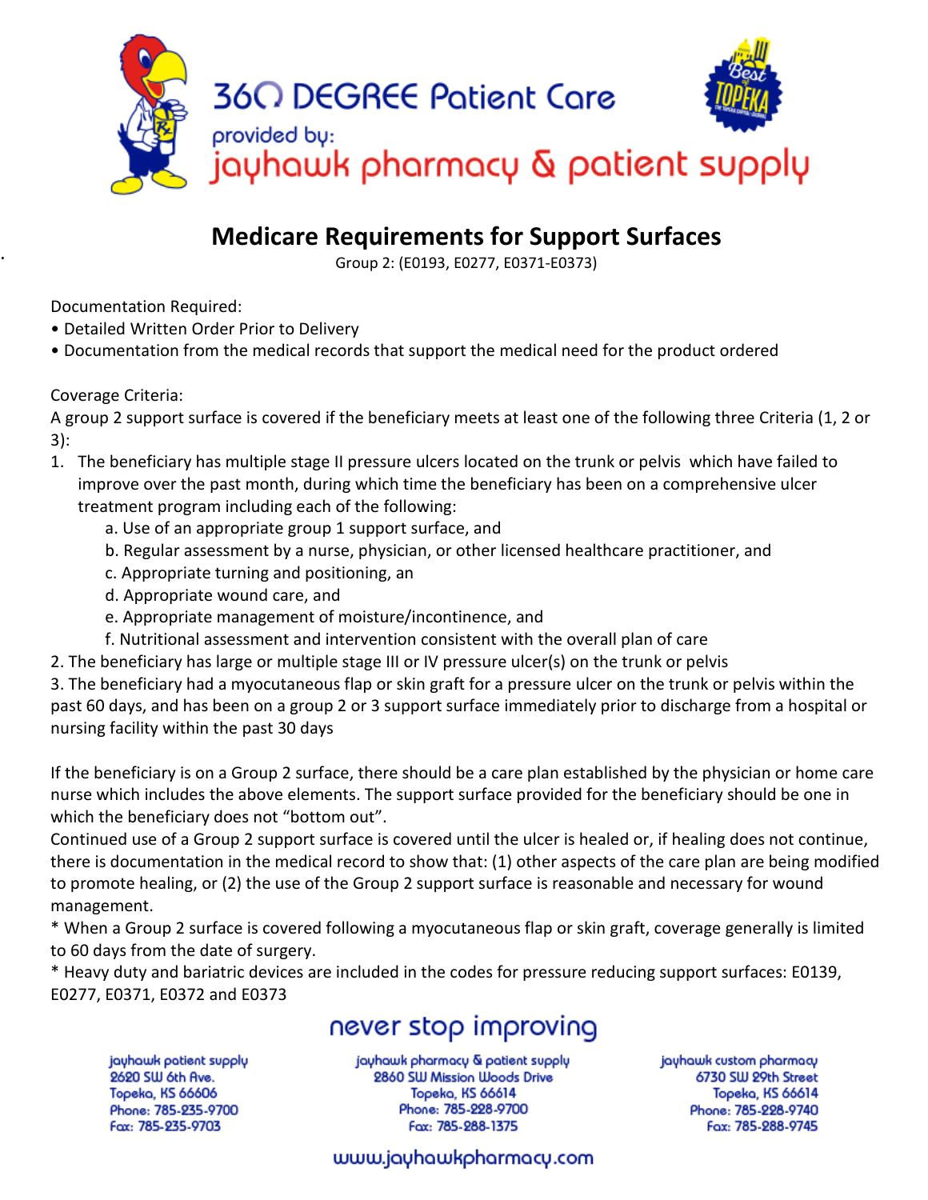360 DEGREE Patient Care

provided by:

jayhawk pharmacy & patient supply

# Medicare Requirements for Support Surfaces

Group 2: (E0193, E0277, E0371-E0373)

Documentation Required:

- Detailed Written Order Prior to Delivery
- Documentation from the medical records that support the medical need for the product ordered

Coverage Criteria:

A group 2 support surface is covered if the beneficiary meets at least one of the following three Criteria (1, 2 or 3):

1. The beneficiary has multiple stage II pressure ulcers located on the trunk or pelvis which have failed to improve over the past month, during which time the beneficiary has been on a comprehensive ulcer treatment program including each of the following:
   a. Use of an appropriate group 1 support surface, and
   b. Regular assessment by a nurse, physician, or other licensed healthcare practitioner, and
   c. Appropriate turning and positioning, an
   d. Appropriate wound care, and
   e. Appropriate management of moisture/incontinence, and
   f. Nutritional assessment and intervention consistent with the overall plan of care
2. The beneficiary has large or multiple stage III or IV pressure ulcer(s) on the trunk or pelvis
3. The beneficiary had a myocutaneous flap or skin graft for a pressure ulcer on the trunk or pelvis within the past 60 days, and has been on a group 2 or 3 support surface immediately prior to discharge from a hospital or nursing facility within the past 30 days

If the beneficiary is on a Group 2 surface, there should be a care plan established by the physician or home care nurse which includes the above elements. The support surface provided for the beneficiary should be one in which the beneficiary does not "bottom out".

Continued use of a Group 2 support surface is covered until the ulcer is healed or, if healing does not continue, there is documentation in the medical record to show that: (1) other aspects of the care plan are being modified to promote healing, or (2) the use of the Group 2 support surface is reasonable and necessary for wound management.

* When a Group 2 surface is covered following a myocutaneous flap or skin graft, coverage generally is limited to 60 days from the date of surgery.

* Heavy duty and bariatric devices are included in the codes for pressure reducing support surfaces: E0139, E0277, E0371, E0372 and E0373

never stop improving

jayhawk patient supply
2620 SW 6th Ave.
Topeka, KS 66606
Phone: 785-235-9700
Fax: 785-235-9703

jayhawk pharmacy & patient supply
2860 SW Mission Woods Drive
Topeka, KS 66614
Phone: 785-228-9700
Fax: 785-288-1375

jayhawk custom pharmacy
6730 SW 29th Street
Topeka, KS 66614
Phone: 785-228-9740
Fax: 785-288-9745

www.jayhawkpharmacy.com